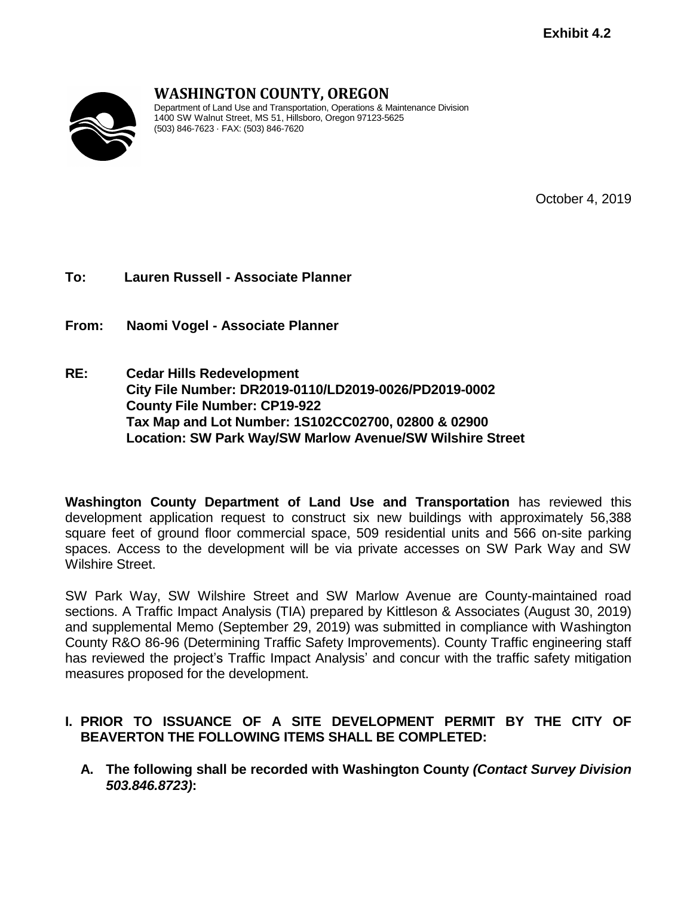**Exhibit 4.2**

**WASHINGTON COUNTY, OREGON**
Department of Land Use and Transportation, Operations & Maintenance Division
1400 SW Walnut Street, MS 51, Hillsboro, Oregon 97123-5625
(503) 846-7623 · FAX: (503) 846-7620

October 4, 2019

**To: Lauren Russell - Associate Planner**

**From: Naomi Vogel - Associate Planner**

**RE: Cedar Hills Redevelopment**
**City File Number: DR2019-0110/LD2019-0026/PD2019-0002**
**County File Number: CP19-922**
**Tax Map and Lot Number: 1S102CC02700, 02800 & 02900**
**Location: SW Park Way/SW Marlow Avenue/SW Wilshire Street**

**Washington County Department of Land Use and Transportation** has reviewed this development application request to construct six new buildings with approximately 56,388 square feet of ground floor commercial space, 509 residential units and 566 on-site parking spaces. Access to the development will be via private accesses on SW Park Way and SW Wilshire Street.

SW Park Way, SW Wilshire Street and SW Marlow Avenue are County-maintained road sections. A Traffic Impact Analysis (TIA) prepared by Kittleson & Associates (August 30, 2019) and supplemental Memo (September 29, 2019) was submitted in compliance with Washington County R&O 86-96 (Determining Traffic Safety Improvements). County Traffic engineering staff has reviewed the project's Traffic Impact Analysis' and concur with the traffic safety mitigation measures proposed for the development.

## I. PRIOR TO ISSUANCE OF A SITE DEVELOPMENT PERMIT BY THE CITY OF BEAVERTON THE FOLLOWING ITEMS SHALL BE COMPLETED:

**A. The following shall be recorded with Washington County *(Contact Survey Division 503.846.8723)*:**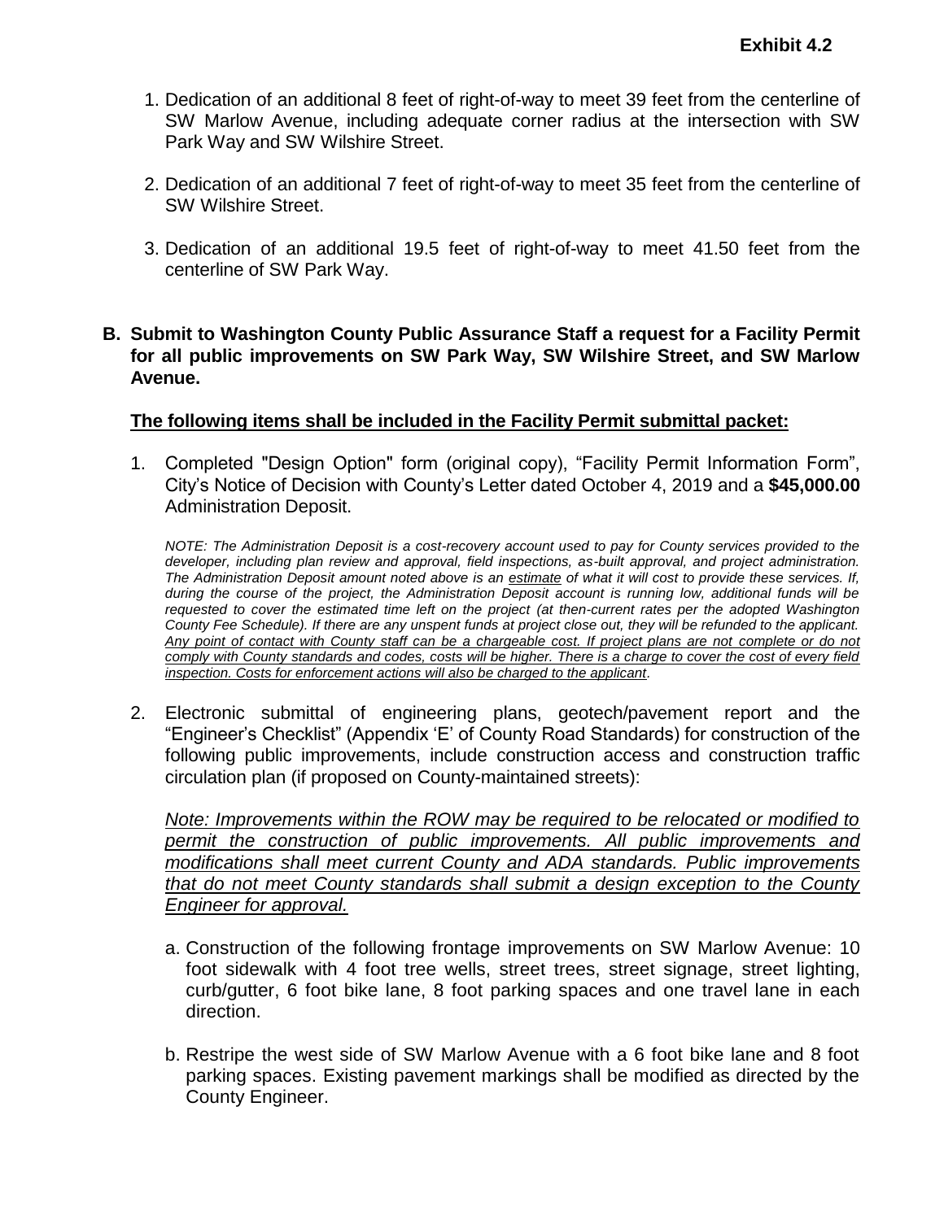Exhibit 4.2

1. Dedication of an additional 8 feet of right-of-way to meet 39 feet from the centerline of SW Marlow Avenue, including adequate corner radius at the intersection with SW Park Way and SW Wilshire Street.

2. Dedication of an additional 7 feet of right-of-way to meet 35 feet from the centerline of SW Wilshire Street.

3. Dedication of an additional 19.5 feet of right-of-way to meet 41.50 feet from the centerline of SW Park Way.

**B. Submit to Washington County Public Assurance Staff a request for a Facility Permit for all public improvements on SW Park Way, SW Wilshire Street, and SW Marlow Avenue.**

<u>**The following items shall be included in the Facility Permit submittal packet:**</u>

1. Completed "Design Option" form (original copy), "Facility Permit Information Form", City's Notice of Decision with County's Letter dated October 4, 2019 and a **$45,000.00** Administration Deposit.

   *NOTE: The Administration Deposit is a cost-recovery account used to pay for County services provided to the developer, including plan review and approval, field inspections, as-built approval, and project administration. The Administration Deposit amount noted above is an <u>estimate</u> of what it will cost to provide these services. If, during the course of the project, the Administration Deposit account is running low, additional funds will be requested to cover the estimated time left on the project (at then-current rates per the adopted Washington County Fee Schedule). If there are any unspent funds at project close out, they will be refunded to the applicant. <u>Any point of contact with County staff can be a chargeable cost. If project plans are not complete or do not comply with County standards and codes, costs will be higher. There is a charge to cover the cost of every field inspection. Costs for enforcement actions will also be charged to the applicant</u>.*

2. Electronic submittal of engineering plans, geotech/pavement report and the "Engineer's Checklist" (Appendix 'E' of County Road Standards) for construction of the following public improvements, include construction access and construction traffic circulation plan (if proposed on County-maintained streets):

   *<u>Note: Improvements within the ROW may be required to be relocated or modified to permit the construction of public improvements. All public improvements and modifications shall meet current County and ADA standards. Public improvements that do not meet County standards shall submit a design exception to the County Engineer for approval.</u>*

   a. Construction of the following frontage improvements on SW Marlow Avenue: 10 foot sidewalk with 4 foot tree wells, street trees, street signage, street lighting, curb/gutter, 6 foot bike lane, 8 foot parking spaces and one travel lane in each direction.

   b. Restripe the west side of SW Marlow Avenue with a 6 foot bike lane and 8 foot parking spaces. Existing pavement markings shall be modified as directed by the County Engineer.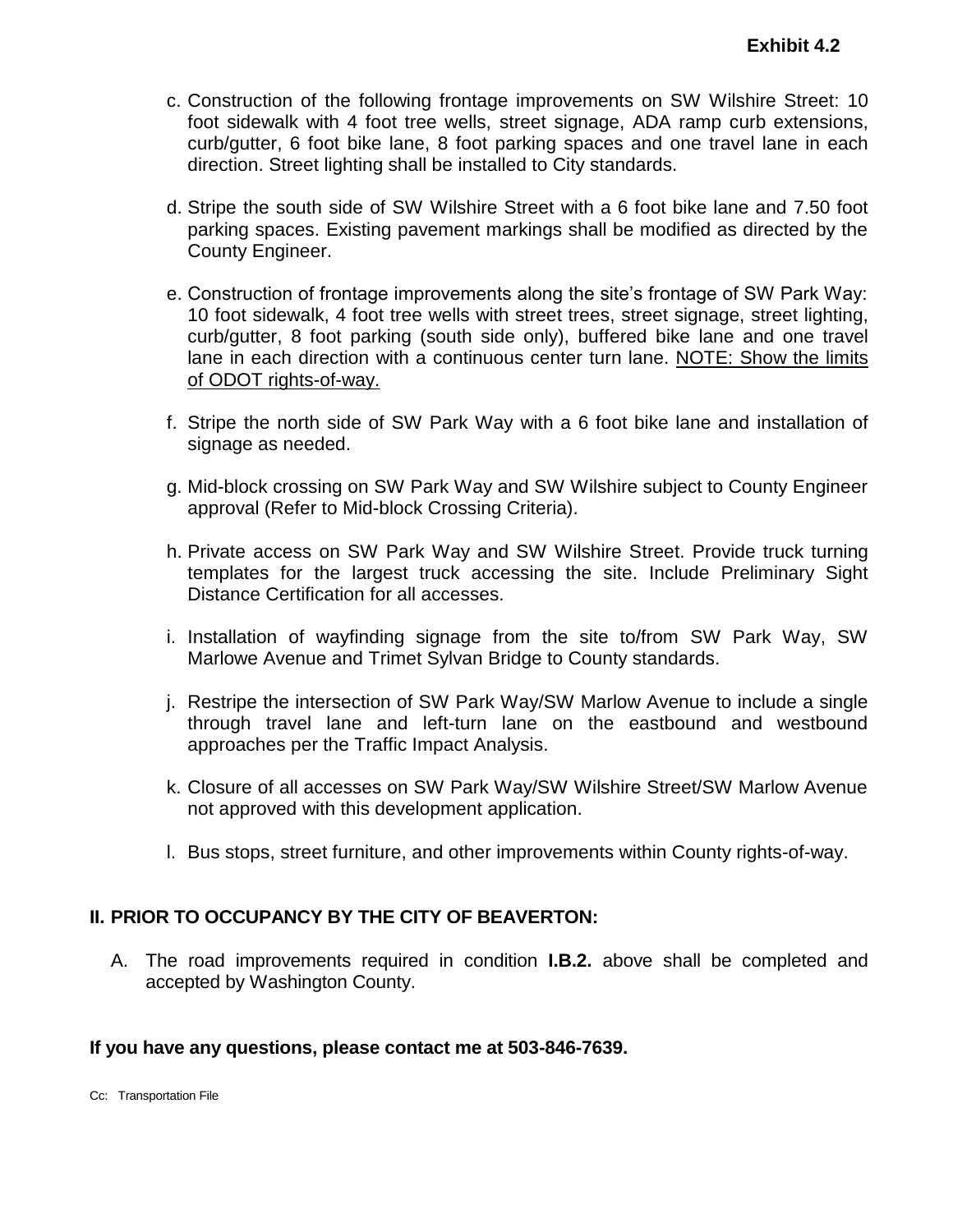**Exhibit 4.2**

c. Construction of the following frontage improvements on SW Wilshire Street: 10 foot sidewalk with 4 foot tree wells, street signage, ADA ramp curb extensions, curb/gutter, 6 foot bike lane, 8 foot parking spaces and one travel lane in each direction. Street lighting shall be installed to City standards.

d. Stripe the south side of SW Wilshire Street with a 6 foot bike lane and 7.50 foot parking spaces. Existing pavement markings shall be modified as directed by the County Engineer.

e. Construction of frontage improvements along the site's frontage of SW Park Way: 10 foot sidewalk, 4 foot tree wells with street trees, street signage, street lighting, curb/gutter, 8 foot parking (south side only), buffered bike lane and one travel lane in each direction with a continuous center turn lane. <u>NOTE: Show the limits of ODOT rights-of-way.</u>

f. Stripe the north side of SW Park Way with a 6 foot bike lane and installation of signage as needed.

g. Mid-block crossing on SW Park Way and SW Wilshire subject to County Engineer approval (Refer to Mid-block Crossing Criteria).

h. Private access on SW Park Way and SW Wilshire Street. Provide truck turning templates for the largest truck accessing the site. Include Preliminary Sight Distance Certification for all accesses.

i. Installation of wayfinding signage from the site to/from SW Park Way, SW Marlowe Avenue and Trimet Sylvan Bridge to County standards.

j. Restripe the intersection of SW Park Way/SW Marlow Avenue to include a single through travel lane and left-turn lane on the eastbound and westbound approaches per the Traffic Impact Analysis.

k. Closure of all accesses on SW Park Way/SW Wilshire Street/SW Marlow Avenue not approved with this development application.

l. Bus stops, street furniture, and other improvements within County rights-of-way.

## II. PRIOR TO OCCUPANCY BY THE CITY OF BEAVERTON:

A. The road improvements required in condition **I.B.2.** above shall be completed and accepted by Washington County.

**If you have any questions, please contact me at 503-846-7639.**

Cc: Transportation File